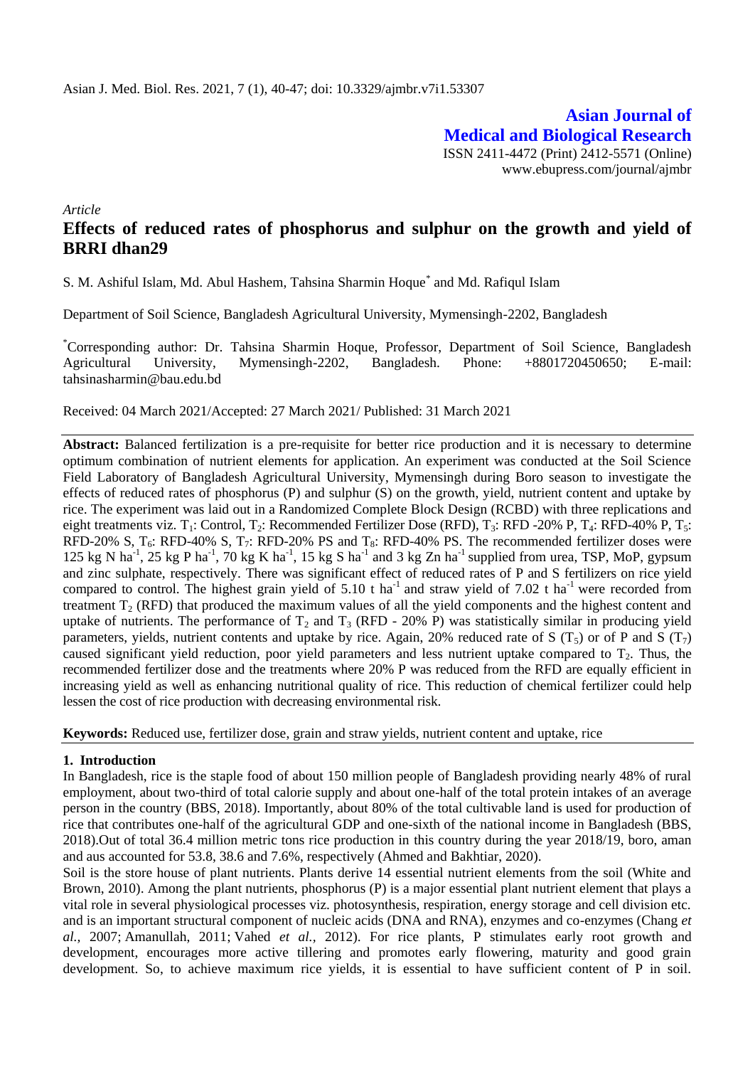Asian J. Med. Biol. Res. 2021, 7 (1), 40-47; doi: 10.3329/ajmbr.v7i1.53307

**Asian Journal of Medical and Biological Research**

ISSN 2411-4472 (Print) 2412-5571 (Online)
www.ebupress.com/journal/ajmbr

*Article*

# Effects of reduced rates of phosphorus and sulphur on the growth and yield of BRRI dhan29

S. M. Ashiful Islam, Md. Abul Hashem, Tahsina Sharmin Hoque[*] and Md. Rafiqul Islam

Department of Soil Science, Bangladesh Agricultural University, Mymensingh-2202, Bangladesh

[*]Corresponding author: Dr. Tahsina Sharmin Hoque, Professor, Department of Soil Science, Bangladesh Agricultural University, Mymensingh-2202, Bangladesh. Phone: +8801720450650; E-mail: tahsinasharmin@bau.edu.bd

Received: 04 March 2021/Accepted: 27 March 2021/ Published: 31 March 2021

**Abstract:** Balanced fertilization is a pre-requisite for better rice production and it is necessary to determine optimum combination of nutrient elements for application. An experiment was conducted at the Soil Science Field Laboratory of Bangladesh Agricultural University, Mymensingh during Boro season to investigate the effects of reduced rates of phosphorus (P) and sulphur (S) on the growth, yield, nutrient content and uptake by rice. The experiment was laid out in a Randomized Complete Block Design (RCBD) with three replications and eight treatments viz. $T_1$: Control, $T_2$: Recommended Fertilizer Dose (RFD), $T_3$: RFD -20% P, $T_4$: RFD-40% P, $T_5$: RFD-20% S, $T_6$: RFD-40% S, $T_7$: RFD-20% PS and $T_8$: RFD-40% PS. The recommended fertilizer doses were 125 kg N $ha^{-1}$, 25 kg P $ha^{-1}$, 70 kg K $ha^{-1}$, 15 kg S $ha^{-1}$ and 3 kg Zn $ha^{-1}$ supplied from urea, TSP, MoP, gypsum and zinc sulphate, respectively. There was significant effect of reduced rates of P and S fertilizers on rice yield compared to control. The highest grain yield of 5.10 t $ha^{-1}$ and straw yield of 7.02 t $ha^{-1}$ were recorded from treatment $T_2$ (RFD) that produced the maximum values of all the yield components and the highest content and uptake of nutrients. The performance of $T_2$ and $T_3$ (RFD - 20% P) was statistically similar in producing yield parameters, yields, nutrient contents and uptake by rice. Again, 20% reduced rate of S ($T_5$) or of P and S ($T_7$) caused significant yield reduction, poor yield parameters and less nutrient uptake compared to $T_2$. Thus, the recommended fertilizer dose and the treatments where 20% P was reduced from the RFD are equally efficient in increasing yield as well as enhancing nutritional quality of rice. This reduction of chemical fertilizer could help lessen the cost of rice production with decreasing environmental risk.

**Keywords:** Reduced use, fertilizer dose, grain and straw yields, nutrient content and uptake, rice

## 1. Introduction

In Bangladesh, rice is the staple food of about 150 million people of Bangladesh providing nearly 48% of rural employment, about two-third of total calorie supply and about one-half of the total protein intakes of an average person in the country (BBS, 2018). Importantly, about 80% of the total cultivable land is used for production of rice that contributes one-half of the agricultural GDP and one-sixth of the national income in Bangladesh (BBS, 2018).Out of total 36.4 million metric tons rice production in this country during the year 2018/19, boro, aman and aus accounted for 53.8, 38.6 and 7.6%, respectively (Ahmed and Bakhtiar, 2020).

Soil is the store house of plant nutrients. Plants derive 14 essential nutrient elements from the soil (White and Brown, 2010). Among the plant nutrients, phosphorus (P) is a major essential plant nutrient element that plays a vital role in several physiological processes viz. photosynthesis, respiration, energy storage and cell division etc. and is an important structural component of nucleic acids (DNA and RNA), enzymes and co-enzymes (Chang *et al.,* 2007; Amanullah, 2011; Vahed *et al.,* 2012). For rice plants, P stimulates early root growth and development, encourages more active tillering and promotes early flowering, maturity and good grain development. So, to achieve maximum rice yields, it is essential to have sufficient content of P in soil.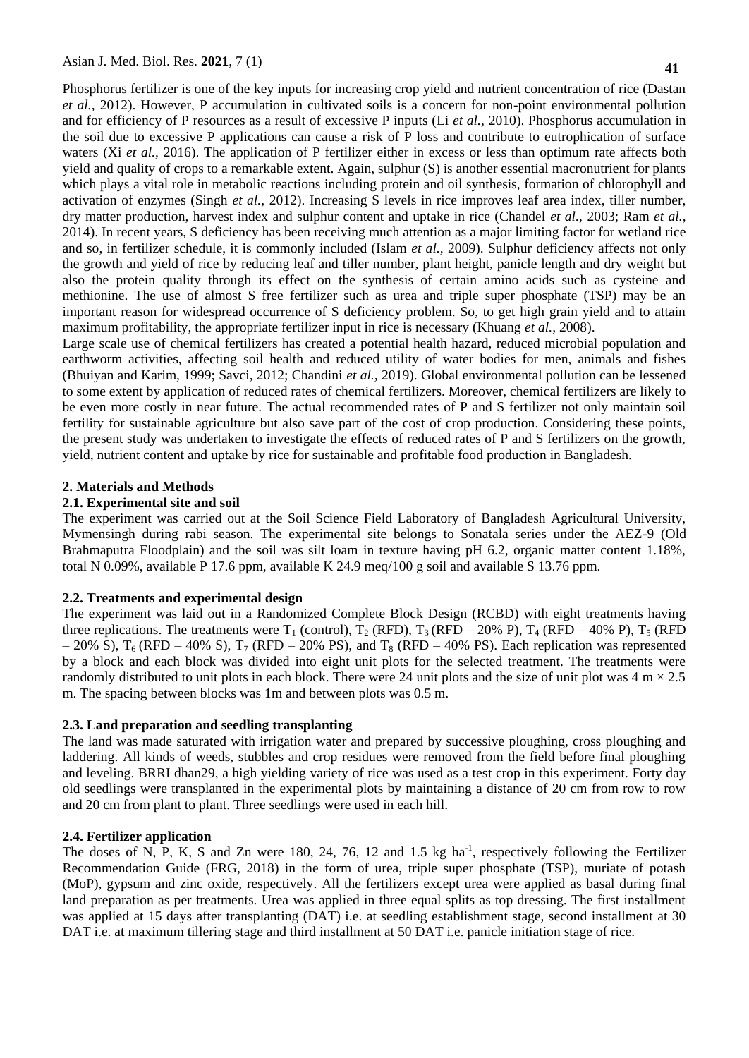Phosphorus fertilizer is one of the key inputs for increasing crop yield and nutrient concentration of rice (Dastan *et al.,* 2012). However, P accumulation in cultivated soils is a concern for non-point environmental pollution and for efficiency of P resources as a result of excessive P inputs (Li *et al.,* 2010). Phosphorus accumulation in the soil due to excessive P applications can cause a risk of P loss and contribute to eutrophication of surface waters (Xi *et al.,* 2016). The application of P fertilizer either in excess or less than optimum rate affects both yield and quality of crops to a remarkable extent. Again, sulphur (S) is another essential macronutrient for plants which plays a vital role in metabolic reactions including protein and oil synthesis, formation of chlorophyll and activation of enzymes (Singh *et al.,* 2012). Increasing S levels in rice improves leaf area index, tiller number, dry matter production, harvest index and sulphur content and uptake in rice (Chandel *et al.,* 2003; Ram *et al.,* 2014). In recent years, S deficiency has been receiving much attention as a major limiting factor for wetland rice and so, in fertilizer schedule, it is commonly included (Islam *et al.,* 2009). Sulphur deficiency affects not only the growth and yield of rice by reducing leaf and tiller number, plant height, panicle length and dry weight but also the protein quality through its effect on the synthesis of certain amino acids such as cysteine and methionine. The use of almost S free fertilizer such as urea and triple super phosphate (TSP) may be an important reason for widespread occurrence of S deficiency problem. So, to get high grain yield and to attain maximum profitability, the appropriate fertilizer input in rice is necessary (Khuang *et al.,* 2008).

Large scale use of chemical fertilizers has created a potential health hazard, reduced microbial population and earthworm activities, affecting soil health and reduced utility of water bodies for men, animals and fishes (Bhuiyan and Karim, 1999; Savci, 2012; Chandini *et al.,* 2019). Global environmental pollution can be lessened to some extent by application of reduced rates of chemical fertilizers. Moreover, chemical fertilizers are likely to be even more costly in near future. The actual recommended rates of P and S fertilizer not only maintain soil fertility for sustainable agriculture but also save part of the cost of crop production. Considering these points, the present study was undertaken to investigate the effects of reduced rates of P and S fertilizers on the growth, yield, nutrient content and uptake by rice for sustainable and profitable food production in Bangladesh.

## 2. Materials and Methods

### 2.1. Experimental site and soil

The experiment was carried out at the Soil Science Field Laboratory of Bangladesh Agricultural University, Mymensingh during rabi season. The experimental site belongs to Sonatala series under the AEZ-9 (Old Brahmaputra Floodplain) and the soil was silt loam in texture having pH 6.2, organic matter content 1.18%, total N 0.09%, available P 17.6 ppm, available K 24.9 meq/100 g soil and available S 13.76 ppm.

### 2.2. Treatments and experimental design

The experiment was laid out in a Randomized Complete Block Design (RCBD) with eight treatments having three replications. The treatments were $T_1$ (control), $T_2$ (RFD), $T_3$ (RFD – 20% P), $T_4$ (RFD – 40% P), $T_5$ (RFD – 20% S), $T_6$ (RFD – 40% S), $T_7$ (RFD – 20% PS), and $T_8$ (RFD – 40% PS). Each replication was represented by a block and each block was divided into eight unit plots for the selected treatment. The treatments were randomly distributed to unit plots in each block. There were 24 unit plots and the size of unit plot was 4 m × 2.5 m. The spacing between blocks was 1m and between plots was 0.5 m.

### 2.3. Land preparation and seedling transplanting

The land was made saturated with irrigation water and prepared by successive ploughing, cross ploughing and laddering. All kinds of weeds, stubbles and crop residues were removed from the field before final ploughing and leveling. BRRI dhan29, a high yielding variety of rice was used as a test crop in this experiment. Forty day old seedlings were transplanted in the experimental plots by maintaining a distance of 20 cm from row to row and 20 cm from plant to plant. Three seedlings were used in each hill.

### 2.4. Fertilizer application

The doses of N, P, K, S and Zn were 180, 24, 76, 12 and 1.5 kg ha$^{-1}$, respectively following the Fertilizer Recommendation Guide (FRG, 2018) in the form of urea, triple super phosphate (TSP), muriate of potash (MoP), gypsum and zinc oxide, respectively. All the fertilizers except urea were applied as basal during final land preparation as per treatments. Urea was applied in three equal splits as top dressing. The first installment was applied at 15 days after transplanting (DAT) i.e. at seedling establishment stage, second installment at 30 DAT i.e. at maximum tillering stage and third installment at 50 DAT i.e. panicle initiation stage of rice.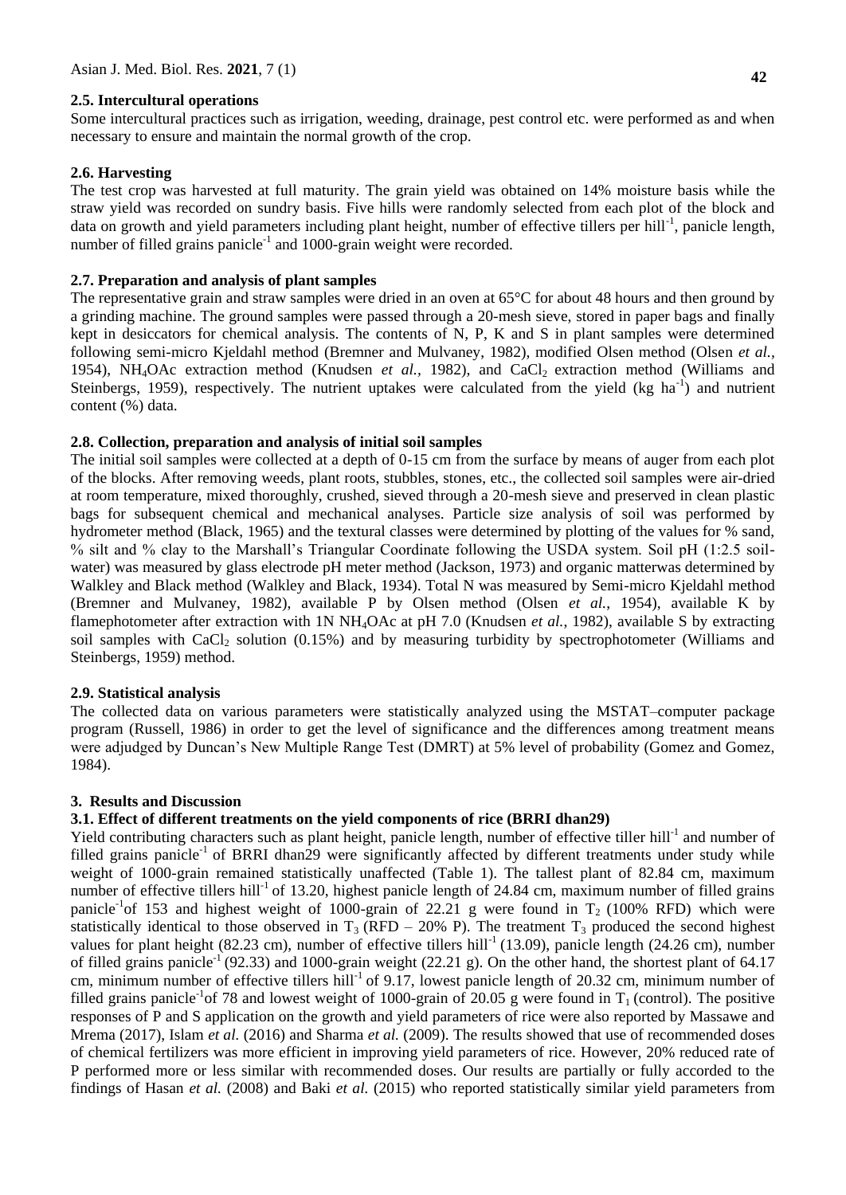### 2.5. Intercultural operations

Some intercultural practices such as irrigation, weeding, drainage, pest control etc. were performed as and when necessary to ensure and maintain the normal growth of the crop.

### 2.6. Harvesting

The test crop was harvested at full maturity. The grain yield was obtained on 14% moisture basis while the straw yield was recorded on sundry basis. Five hills were randomly selected from each plot of the block and data on growth and yield parameters including plant height, number of effective tillers per hill$^{-1}$, panicle length, number of filled grains panicle$^{-1}$ and 1000-grain weight were recorded.

### 2.7. Preparation and analysis of plant samples

The representative grain and straw samples were dried in an oven at 65°C for about 48 hours and then ground by a grinding machine. The ground samples were passed through a 20-mesh sieve, stored in paper bags and finally kept in desiccators for chemical analysis. The contents of N, P, K and S in plant samples were determined following semi-micro Kjeldahl method (Bremner and Mulvaney, 1982), modified Olsen method (Olsen *et al.*, 1954), $NH_4OAc$ extraction method (Knudsen *et al.,* 1982), and $CaCl_2$ extraction method (Williams and Steinbergs, 1959), respectively. The nutrient uptakes were calculated from the yield (kg ha$^{-1}$) and nutrient content (%) data.

### 2.8. Collection, preparation and analysis of initial soil samples

The initial soil samples were collected at a depth of 0-15 cm from the surface by means of auger from each plot of the blocks. After removing weeds, plant roots, stubbles, stones, etc., the collected soil samples were air-dried at room temperature, mixed thoroughly, crushed, sieved through a 20-mesh sieve and preserved in clean plastic bags for subsequent chemical and mechanical analyses. Particle size analysis of soil was performed by hydrometer method (Black, 1965) and the textural classes were determined by plotting of the values for % sand, % silt and % clay to the Marshall's Triangular Coordinate following the USDA system. Soil pH (1:2.5 soil-water) was measured by glass electrode pH meter method (Jackson, 1973) and organic matterwas determined by Walkley and Black method (Walkley and Black, 1934). Total N was measured by Semi-micro Kjeldahl method (Bremner and Mulvaney, 1982), available P by Olsen method (Olsen *et al.*, 1954), available K by flamephotometer after extraction with 1N $NH_4OAc$ at pH 7.0 (Knudsen *et al.*, 1982), available S by extracting soil samples with $CaCl_2$ solution (0.15%) and by measuring turbidity by spectrophotometer (Williams and Steinbergs, 1959) method.

### 2.9. Statistical analysis

The collected data on various parameters were statistically analyzed using the MSTAT–computer package program (Russell, 1986) in order to get the level of significance and the differences among treatment means were adjudged by Duncan's New Multiple Range Test (DMRT) at 5% level of probability (Gomez and Gomez, 1984).

## 3. Results and Discussion

### 3.1. Effect of different treatments on the yield components of rice (BRRI dhan29)

Yield contributing characters such as plant height, panicle length, number of effective tiller hill$^{-1}$ and number of filled grains panicle$^{-1}$ of BRRI dhan29 were significantly affected by different treatments under study while weight of 1000-grain remained statistically unaffected (Table 1). The tallest plant of 82.84 cm, maximum number of effective tillers hill$^{-1}$ of 13.20, highest panicle length of 24.84 cm, maximum number of filled grains panicle$^{-1}$of 153 and highest weight of 1000-grain of 22.21 g were found in $T_2$ (100% RFD) which were statistically identical to those observed in $T_3$ (RFD – 20% P). The treatment $T_3$ produced the second highest values for plant height (82.23 cm), number of effective tillers hill$^{-1}$ (13.09), panicle length (24.26 cm), number of filled grains panicle$^{-1}$ (92.33) and 1000-grain weight (22.21 g). On the other hand, the shortest plant of 64.17 cm, minimum number of effective tillers hill$^{-1}$ of 9.17, lowest panicle length of 20.32 cm, minimum number of filled grains panicle$^{-1}$of 78 and lowest weight of 1000-grain of 20.05 g were found in $T_1$ (control). The positive responses of P and S application on the growth and yield parameters of rice were also reported by Massawe and Mrema (2017), Islam *et al.* (2016) and Sharma *et al.* (2009). The results showed that use of recommended doses of chemical fertilizers was more efficient in improving yield parameters of rice. However, 20% reduced rate of P performed more or less similar with recommended doses. Our results are partially or fully accorded to the findings of Hasan *et al.* (2008) and Baki *et al.* (2015) who reported statistically similar yield parameters from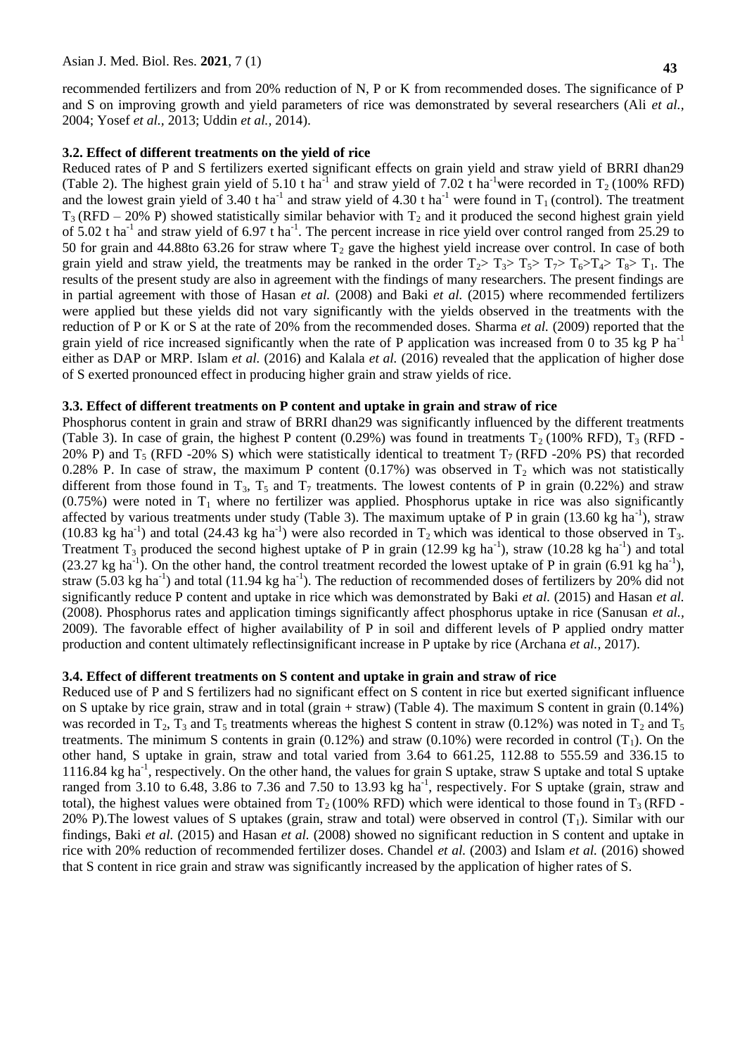recommended fertilizers and from 20% reduction of N, P or K from recommended doses. The significance of P and S on improving growth and yield parameters of rice was demonstrated by several researchers (Ali *et al.,* 2004; Yosef *et al.,* 2013; Uddin *et al.,* 2014).

### 3.2. Effect of different treatments on the yield of rice

Reduced rates of P and S fertilizers exerted significant effects on grain yield and straw yield of BRRI dhan29 (Table 2). The highest grain yield of 5.10 t ha$^{-1}$ and straw yield of 7.02 t ha$^{-1}$were recorded in $T_2$ (100% RFD) and the lowest grain yield of 3.40 t ha$^{-1}$ and straw yield of 4.30 t ha$^{-1}$ were found in $T_1$ (control). The treatment $T_3$ (RFD – 20% P) showed statistically similar behavior with $T_2$ and it produced the second highest grain yield of 5.02 t ha$^{-1}$ and straw yield of 6.97 t ha$^{-1}$. The percent increase in rice yield over control ranged from 25.29 to 50 for grain and 44.88to 63.26 for straw where $T_2$ gave the highest yield increase over control. In case of both grain yield and straw yield, the treatments may be ranked in the order $T_2 > T_3 > T_5 > T_7 > T_6 > T_4 > T_8 > T_1$. The results of the present study are also in agreement with the findings of many researchers. The present findings are in partial agreement with those of Hasan *et al.* (2008) and Baki *et al.* (2015) where recommended fertilizers were applied but these yields did not vary significantly with the yields observed in the treatments with the reduction of P or K or S at the rate of 20% from the recommended doses. Sharma *et al.* (2009) reported that the grain yield of rice increased significantly when the rate of P application was increased from 0 to 35 kg P ha$^{-1}$ either as DAP or MRP. Islam *et al.* (2016) and Kalala *et al.* (2016) revealed that the application of higher dose of S exerted pronounced effect in producing higher grain and straw yields of rice.

### 3.3. Effect of different treatments on P content and uptake in grain and straw of rice

Phosphorus content in grain and straw of BRRI dhan29 was significantly influenced by the different treatments (Table 3). In case of grain, the highest P content (0.29%) was found in treatments $T_2$ (100% RFD), $T_3$ (RFD - 20% P) and $T_5$ (RFD -20% S) which were statistically identical to treatment $T_7$ (RFD -20% PS) that recorded 0.28% P. In case of straw, the maximum P content (0.17%) was observed in $T_2$ which was not statistically different from those found in $T_3$, $T_5$ and $T_7$ treatments. The lowest contents of P in grain (0.22%) and straw (0.75%) were noted in $T_1$ where no fertilizer was applied. Phosphorus uptake in rice was also significantly affected by various treatments under study (Table 3). The maximum uptake of P in grain (13.60 kg ha$^{-1}$), straw (10.83 kg ha$^{-1}$) and total (24.43 kg ha$^{-1}$) were also recorded in $T_2$ which was identical to those observed in $T_3$. Treatment $T_3$ produced the second highest uptake of P in grain (12.99 kg ha$^{-1}$), straw (10.28 kg ha$^{-1}$) and total (23.27 kg ha$^{-1}$). On the other hand, the control treatment recorded the lowest uptake of P in grain (6.91 kg ha$^{-1}$), straw (5.03 kg ha$^{-1}$) and total (11.94 kg ha$^{-1}$). The reduction of recommended doses of fertilizers by 20% did not significantly reduce P content and uptake in rice which was demonstrated by Baki *et al.* (2015) and Hasan *et al.* (2008). Phosphorus rates and application timings significantly affect phosphorus uptake in rice (Sanusan *et al.,* 2009). The favorable effect of higher availability of P in soil and different levels of P applied ondry matter production and content ultimately reflectinsignificant increase in P uptake by rice (Archana *et al.,* 2017).

### 3.4. Effect of different treatments on S content and uptake in grain and straw of rice

Reduced use of P and S fertilizers had no significant effect on S content in rice but exerted significant influence on S uptake by rice grain, straw and in total (grain + straw) (Table 4). The maximum S content in grain (0.14%) was recorded in $T_2$, $T_3$ and $T_5$ treatments whereas the highest S content in straw (0.12%) was noted in $T_2$ and $T_5$ treatments. The minimum S contents in grain (0.12%) and straw (0.10%) were recorded in control ($T_1$). On the other hand, S uptake in grain, straw and total varied from 3.64 to 661.25, 112.88 to 555.59 and 336.15 to 1116.84 kg ha$^{-1}$, respectively. On the other hand, the values for grain S uptake, straw S uptake and total S uptake ranged from 3.10 to 6.48, 3.86 to 7.36 and 7.50 to 13.93 kg ha$^{-1}$, respectively. For S uptake (grain, straw and total), the highest values were obtained from $T_2$ (100% RFD) which were identical to those found in $T_3$ (RFD - 20% P).The lowest values of S uptakes (grain, straw and total) were observed in control ($T_1$). Similar with our findings, Baki *et al.* (2015) and Hasan *et al.* (2008) showed no significant reduction in S content and uptake in rice with 20% reduction of recommended fertilizer doses. Chandel *et al.* (2003) and Islam *et al.* (2016) showed that S content in rice grain and straw was significantly increased by the application of higher rates of S.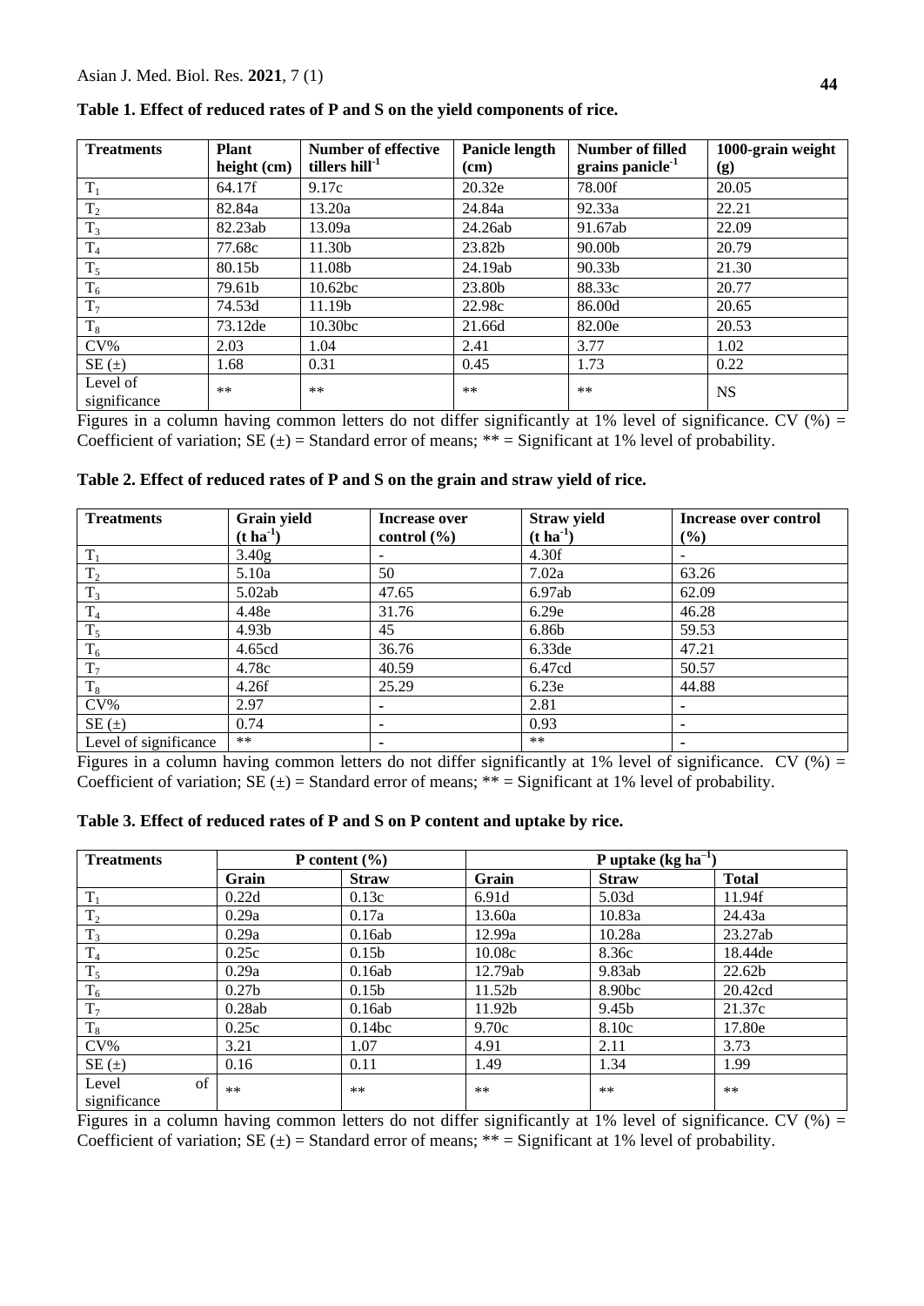**Table 1. Effect of reduced rates of P and S on the yield components of rice.**

| Treatments | Plant height (cm) | Number of effective tillers $hill^{-1}$ | Panicle length (cm) | Number of filled grains $panicle^{-1}$ | 1000-grain weight (g) |
|---|---|---|---|---|---|
| $T_1$ | 64.17f | 9.17c | 20.32e | 78.00f | 20.05 |
| $T_2$ | 82.84a | 13.20a | 24.84a | 92.33a | 22.21 |
| $T_3$ | 82.23ab | 13.09a | 24.26ab | 91.67ab | 22.09 |
| $T_4$ | 77.68c | 11.30b | 23.82b | 90.00b | 20.79 |
| $T_5$ | 80.15b | 11.08b | 24.19ab | 90.33b | 21.30 |
| $T_6$ | 79.61b | 10.62bc | 23.80b | 88.33c | 20.77 |
| $T_7$ | 74.53d | 11.19b | 22.98c | 86.00d | 20.65 |
| $T_8$ | 73.12de | 10.30bc | 21.66d | 82.00e | 20.53 |
| CV% | 2.03 | 1.04 | 2.41 | 3.77 | 1.02 |
| SE (±) | 1.68 | 0.31 | 0.45 | 1.73 | 0.22 |
| Level of significance | ** | ** | ** | ** | NS |

Figures in a column having common letters do not differ significantly at 1% level of significance. CV (%) = Coefficient of variation; SE (±) = Standard error of means; ** = Significant at 1% level of probability.

**Table 2. Effect of reduced rates of P and S on the grain and straw yield of rice.**

| Treatments | Grain yield (t $ha^{-1}$) | Increase over control (%) | Straw yield (t $ha^{-1}$) | Increase over control (%) |
|---|---|---|---|---|
| $T_1$ | 3.40g | - | 4.30f | - |
| $T_2$ | 5.10a | 50 | 7.02a | 63.26 |
| $T_3$ | 5.02ab | 47.65 | 6.97ab | 62.09 |
| $T_4$ | 4.48e | 31.76 | 6.29e | 46.28 |
| $T_5$ | 4.93b | 45 | 6.86b | 59.53 |
| $T_6$ | 4.65cd | 36.76 | 6.33de | 47.21 |
| $T_7$ | 4.78c | 40.59 | 6.47cd | 50.57 |
| $T_8$ | 4.26f | 25.29 | 6.23e | 44.88 |
| CV% | 2.97 | - | 2.81 | - |
| SE (±) | 0.74 | - | 0.93 | - |
| Level of significance | ** | - | ** | - |

Figures in a column having common letters do not differ significantly at 1% level of significance. CV (%) = Coefficient of variation; SE (±) = Standard error of means; ** = Significant at 1% level of probability.

**Table 3. Effect of reduced rates of P and S on P content and uptake by rice.**

| Treatments | P content (%) | | P uptake (kg $ha^{-1}$) | | |
|---|---|---|---|---|---|
| | Grain | Straw | Grain | Straw | Total |
| $T_1$ | 0.22d | 0.13c | 6.91d | 5.03d | 11.94f |
| $T_2$ | 0.29a | 0.17a | 13.60a | 10.83a | 24.43a |
| $T_3$ | 0.29a | 0.16ab | 12.99a | 10.28a | 23.27ab |
| $T_4$ | 0.25c | 0.15b | 10.08c | 8.36c | 18.44de |
| $T_5$ | 0.29a | 0.16ab | 12.79ab | 9.83ab | 22.62b |
| $T_6$ | 0.27b | 0.15b | 11.52b | 8.90bc | 20.42cd |
| $T_7$ | 0.28ab | 0.16ab | 11.92b | 9.45b | 21.37c |
| $T_8$ | 0.25c | 0.14bc | 9.70c | 8.10c | 17.80e |
| CV% | 3.21 | 1.07 | 4.91 | 2.11 | 3.73 |
| SE (±) | 0.16 | 0.11 | 1.49 | 1.34 | 1.99 |
| Level of significance | ** | ** | ** | ** | ** |

Figures in a column having common letters do not differ significantly at 1% level of significance. CV (%) = Coefficient of variation; SE (±) = Standard error of means; ** = Significant at 1% level of probability.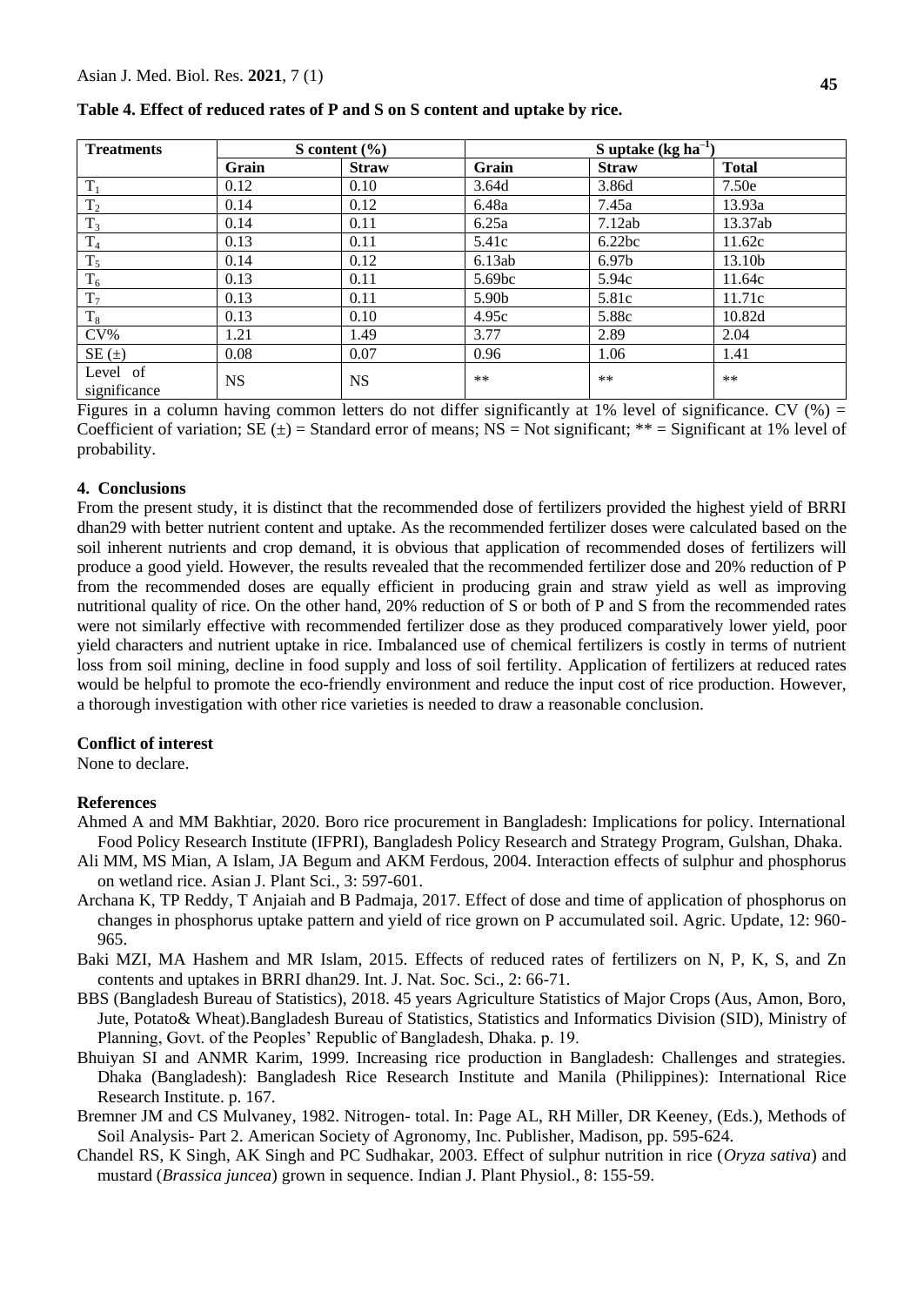**Table 4. Effect of reduced rates of P and S on S content and uptake by rice.**

| Treatments | S content (%) | | S uptake (kg ha$^{-1}$) | | |
|---|---|---|---|---|---|
| | Grain | Straw | Grain | Straw | Total |
| $T_1$ | 0.12 | 0.10 | 3.64d | 3.86d | 7.50e |
| $T_2$ | 0.14 | 0.12 | 6.48a | 7.45a | 13.93a |
| $T_3$ | 0.14 | 0.11 | 6.25a | 7.12ab | 13.37ab |
| $T_4$ | 0.13 | 0.11 | 5.41c | 6.22bc | 11.62c |
| $T_5$ | 0.14 | 0.12 | 6.13ab | 6.97b | 13.10b |
| $T_6$ | 0.13 | 0.11 | 5.69bc | 5.94c | 11.64c |
| $T_7$ | 0.13 | 0.11 | 5.90b | 5.81c | 11.71c |
| $T_8$ | 0.13 | 0.10 | 4.95c | 5.88c | 10.82d |
| CV% | 1.21 | 1.49 | 3.77 | 2.89 | 2.04 |
| SE (±) | 0.08 | 0.07 | 0.96 | 1.06 | 1.41 |
| Level of significance | NS | NS | ** | ** | ** |

Figures in a column having common letters do not differ significantly at 1% level of significance. CV (%) = Coefficient of variation; SE (±) = Standard error of means; NS = Not significant; ** = Significant at 1% level of probability.

## 4. Conclusions

From the present study, it is distinct that the recommended dose of fertilizers provided the highest yield of BRRI dhan29 with better nutrient content and uptake. As the recommended fertilizer doses were calculated based on the soil inherent nutrients and crop demand, it is obvious that application of recommended doses of fertilizers will produce a good yield. However, the results revealed that the recommended fertilizer dose and 20% reduction of P from the recommended doses are equally efficient in producing grain and straw yield as well as improving nutritional quality of rice. On the other hand, 20% reduction of S or both of P and S from the recommended rates were not similarly effective with recommended fertilizer dose as they produced comparatively lower yield, poor yield characters and nutrient uptake in rice. Imbalanced use of chemical fertilizers is costly in terms of nutrient loss from soil mining, decline in food supply and loss of soil fertility. Application of fertilizers at reduced rates would be helpful to promote the eco-friendly environment and reduce the input cost of rice production. However, a thorough investigation with other rice varieties is needed to draw a reasonable conclusion.

### Conflict of interest

None to declare.

### References

Ahmed A and MM Bakhtiar, 2020. Boro rice procurement in Bangladesh: Implications for policy. International Food Policy Research Institute (IFPRI), Bangladesh Policy Research and Strategy Program, Gulshan, Dhaka.

Ali MM, MS Mian, A Islam, JA Begum and AKM Ferdous, 2004. Interaction effects of sulphur and phosphorus on wetland rice. Asian J. Plant Sci., 3: 597-601.

Archana K, TP Reddy, T Anjaiah and B Padmaja, 2017. Effect of dose and time of application of phosphorus on changes in phosphorus uptake pattern and yield of rice grown on P accumulated soil. Agric. Update, 12: 960-965.

Baki MZI, MA Hashem and MR Islam, 2015. Effects of reduced rates of fertilizers on N, P, K, S, and Zn contents and uptakes in BRRI dhan29. Int. J. Nat. Soc. Sci., 2: 66-71.

BBS (Bangladesh Bureau of Statistics), 2018. 45 years Agriculture Statistics of Major Crops (Aus, Amon, Boro, Jute, Potato& Wheat).Bangladesh Bureau of Statistics, Statistics and Informatics Division (SID), Ministry of Planning, Govt. of the Peoples' Republic of Bangladesh, Dhaka. p. 19.

Bhuiyan SI and ANMR Karim, 1999. Increasing rice production in Bangladesh: Challenges and strategies. Dhaka (Bangladesh): Bangladesh Rice Research Institute and Manila (Philippines): International Rice Research Institute. p. 167.

Bremner JM and CS Mulvaney, 1982. Nitrogen- total. In: Page AL, RH Miller, DR Keeney, (Eds.), Methods of Soil Analysis- Part 2. American Society of Agronomy, Inc. Publisher, Madison, pp. 595-624.

Chandel RS, K Singh, AK Singh and PC Sudhakar, 2003. Effect of sulphur nutrition in rice (*Oryza sativa*) and mustard (*Brassica juncea*) grown in sequence. Indian J. Plant Physiol., 8: 155-59.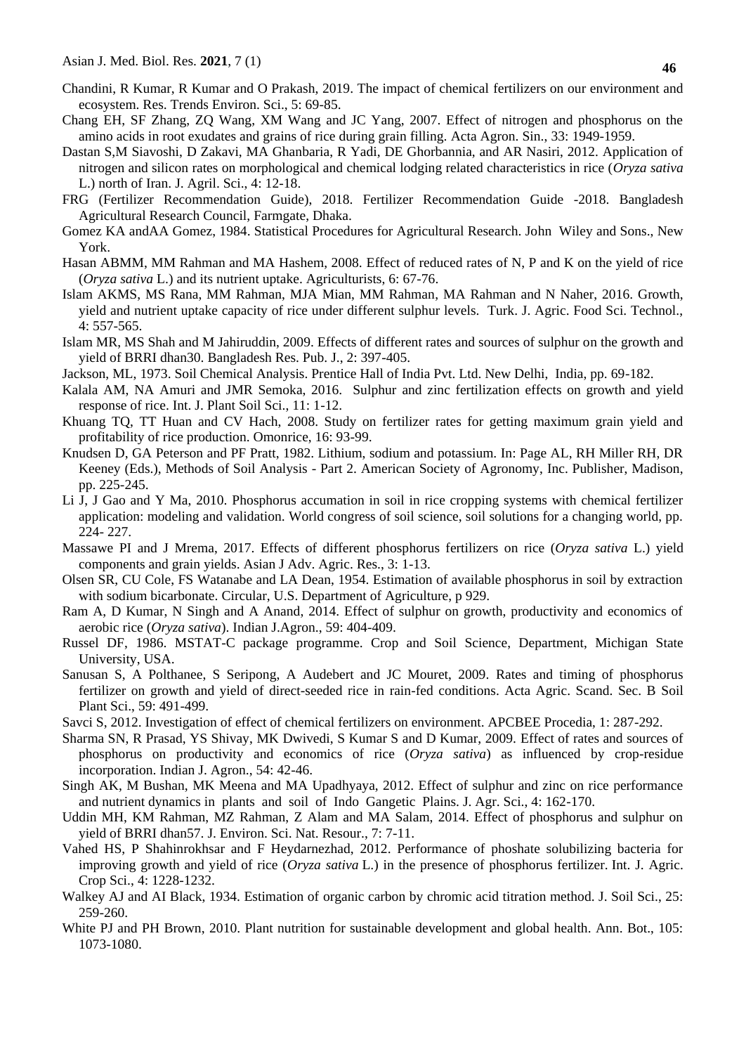Chandini, R Kumar, R Kumar and O Prakash, 2019. The impact of chemical fertilizers on our environment and ecosystem. Res. Trends Environ. Sci., 5: 69-85.

Chang EH, SF Zhang, ZQ Wang, XM Wang and JC Yang, 2007. Effect of nitrogen and phosphorus on the amino acids in root exudates and grains of rice during grain filling. Acta Agron. Sin., 33: 1949-1959.

Dastan S,M Siavoshi, D Zakavi, MA Ghanbaria, R Yadi, DE Ghorbannia, and AR Nasiri, 2012. Application of nitrogen and silicon rates on morphological and chemical lodging related characteristics in rice (*Oryza sativa* L.) north of Iran. J. Agril. Sci., 4: 12-18.

FRG (Fertilizer Recommendation Guide), 2018. Fertilizer Recommendation Guide -2018. Bangladesh Agricultural Research Council, Farmgate, Dhaka.

Gomez KA andAA Gomez, 1984. Statistical Procedures for Agricultural Research. John Wiley and Sons., New York.

Hasan ABMM, MM Rahman and MA Hashem, 2008. Effect of reduced rates of N, P and K on the yield of rice (*Oryza sativa* L.) and its nutrient uptake. Agriculturists, 6: 67-76.

Islam AKMS, MS Rana, MM Rahman, MJA Mian, MM Rahman, MA Rahman and N Naher, 2016. Growth, yield and nutrient uptake capacity of rice under different sulphur levels. Turk. J. Agric. Food Sci. Technol., 4: 557-565.

Islam MR, MS Shah and M Jahiruddin, 2009. Effects of different rates and sources of sulphur on the growth and yield of BRRI dhan30. Bangladesh Res. Pub. J., 2: 397-405.

Jackson, ML, 1973. Soil Chemical Analysis. Prentice Hall of India Pvt. Ltd. New Delhi, India, pp. 69-182.

Kalala AM, NA Amuri and JMR Semoka, 2016. Sulphur and zinc fertilization effects on growth and yield response of rice. Int. J. Plant Soil Sci., 11: 1-12.

Khuang TQ, TT Huan and CV Hach, 2008. Study on fertilizer rates for getting maximum grain yield and profitability of rice production. Omonrice, 16: 93-99.

Knudsen D, GA Peterson and PF Pratt, 1982. Lithium, sodium and potassium. In: Page AL, RH Miller RH, DR Keeney (Eds.), Methods of Soil Analysis - Part 2. American Society of Agronomy, Inc. Publisher, Madison, pp. 225-245.

Li J, J Gao and Y Ma, 2010. Phosphorus accumation in soil in rice cropping systems with chemical fertilizer application: modeling and validation. World congress of soil science, soil solutions for a changing world, pp. 224- 227.

Massawe PI and J Mrema, 2017. Effects of different phosphorus fertilizers on rice (*Oryza sativa* L.) yield components and grain yields. Asian J Adv. Agric. Res., 3: 1-13.

Olsen SR, CU Cole, FS Watanabe and LA Dean, 1954. Estimation of available phosphorus in soil by extraction with sodium bicarbonate. Circular, U.S. Department of Agriculture, p 929.

Ram A, D Kumar, N Singh and A Anand, 2014. Effect of sulphur on growth, productivity and economics of aerobic rice (*Oryza sativa*). Indian J.Agron., 59: 404-409.

Russel DF, 1986. MSTAT-C package programme. Crop and Soil Science, Department, Michigan State University, USA.

Sanusan S, A Polthanee, S Seripong, A Audebert and JC Mouret, 2009. Rates and timing of phosphorus fertilizer on growth and yield of direct-seeded rice in rain-fed conditions. Acta Agric. Scand. Sec. B Soil Plant Sci., 59: 491-499.

Savci S, 2012. Investigation of effect of chemical fertilizers on environment. APCBEE Procedia, 1: 287-292.

Sharma SN, R Prasad, YS Shivay, MK Dwivedi, S Kumar S and D Kumar, 2009. Effect of rates and sources of phosphorus on productivity and economics of rice (*Oryza sativa*) as influenced by crop-residue incorporation. Indian J. Agron., 54: 42-46.

Singh AK, M Bushan, MK Meena and MA Upadhyaya, 2012. Effect of sulphur and zinc on rice performance and nutrient dynamics in plants and soil of Indo Gangetic Plains. J. Agr. Sci., 4: 162-170.

Uddin MH, KM Rahman, MZ Rahman, Z Alam and MA Salam, 2014. Effect of phosphorus and sulphur on yield of BRRI dhan57. J. Environ. Sci. Nat. Resour., 7: 7-11.

Vahed HS, P Shahinrokhsar and F Heydarnezhad, 2012. Performance of phoshate solubilizing bacteria for improving growth and yield of rice (*Oryza sativa* L.) in the presence of phosphorus fertilizer. Int. J. Agric. Crop Sci., 4: 1228-1232.

Walkey AJ and AI Black, 1934. Estimation of organic carbon by chromic acid titration method. J. Soil Sci., 25: 259-260.

White PJ and PH Brown, 2010. Plant nutrition for sustainable development and global health. Ann. Bot., 105: 1073-1080.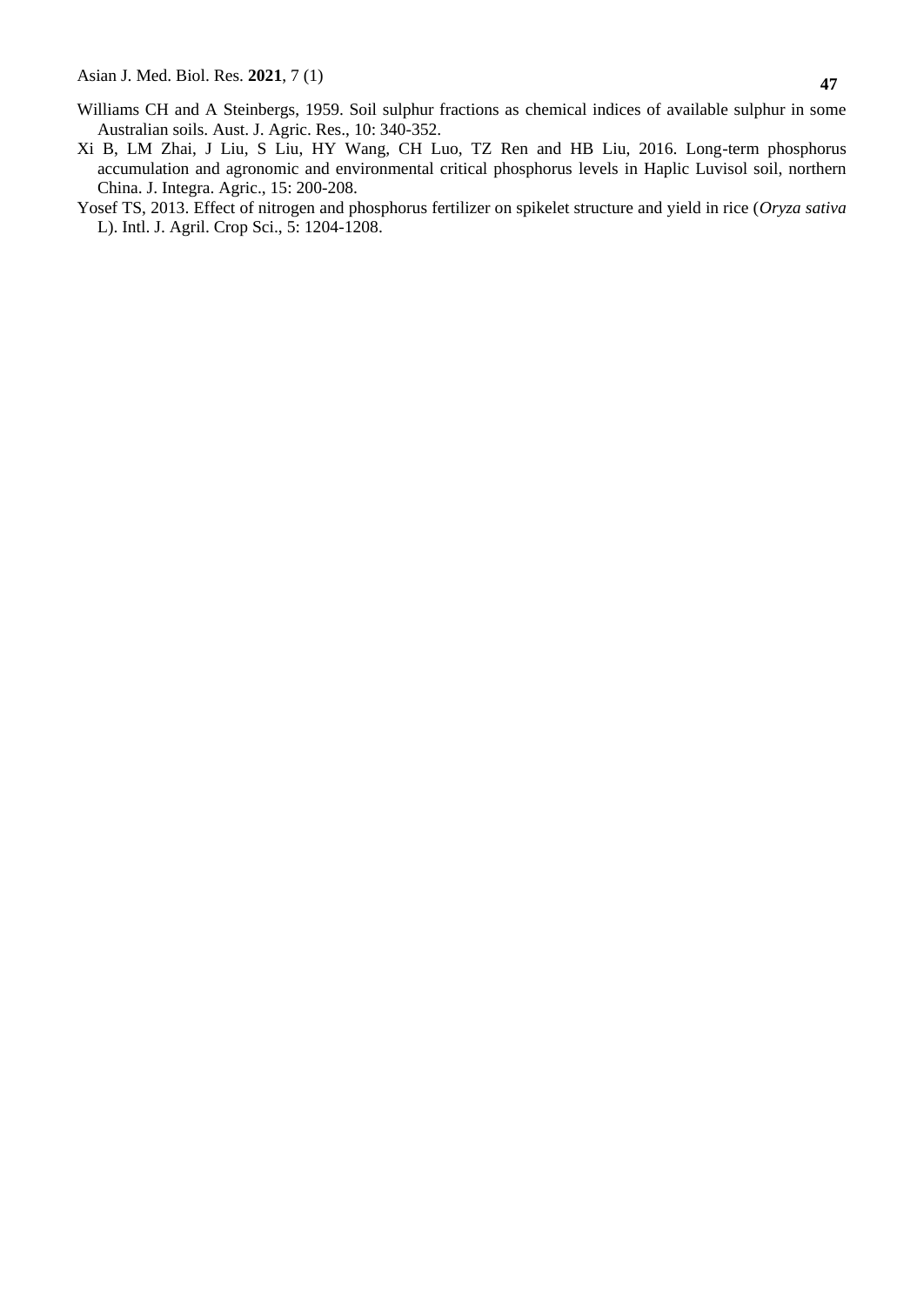Williams CH and A Steinbergs, 1959. Soil sulphur fractions as chemical indices of available sulphur in some Australian soils. Aust. J. Agric. Res., 10: 340-352.

Xi B, LM Zhai, J Liu, S Liu, HY Wang, CH Luo, TZ Ren and HB Liu, 2016. Long-term phosphorus accumulation and agronomic and environmental critical phosphorus levels in Haplic Luvisol soil, northern China. J. Integra. Agric., 15: 200-208.

Yosef TS, 2013. Effect of nitrogen and phosphorus fertilizer on spikelet structure and yield in rice (*Oryza sativa* L). Intl. J. Agril. Crop Sci., 5: 1204-1208.